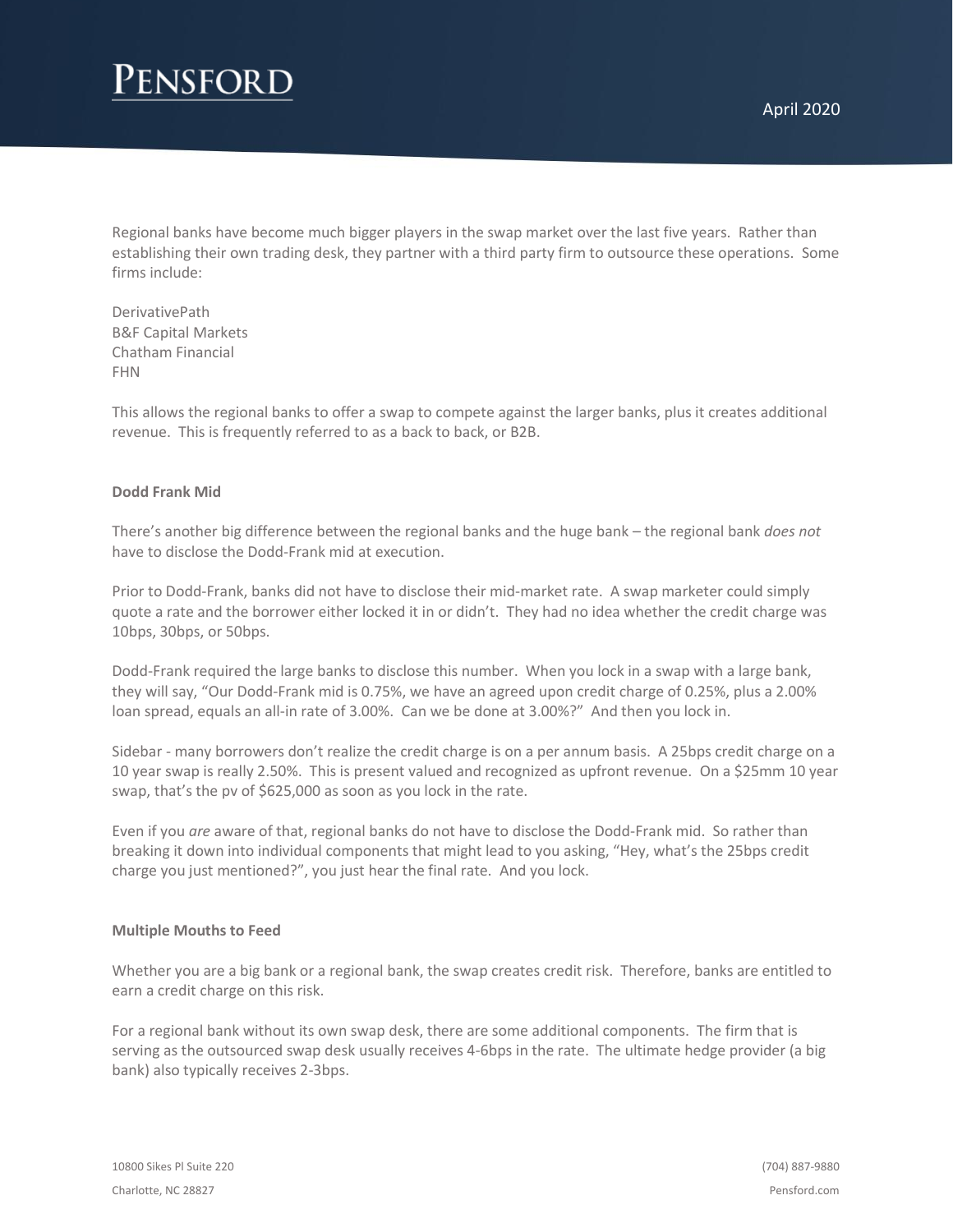# Pensford

April 2020

Regional banks have become much bigger players in the swap market over the last five years. Rather than establishing their own trading desk, they partner with a third party firm to outsource these operations. Some firms include:

DerivativePath
B&F Capital Markets
Chatham Financial
FHN

This allows the regional banks to offer a swap to compete against the larger banks, plus it creates additional revenue. This is frequently referred to as a back to back, or B2B.

**Dodd Frank Mid**

There's another big difference between the regional banks and the huge bank – the regional bank *does not* have to disclose the Dodd-Frank mid at execution.

Prior to Dodd-Frank, banks did not have to disclose their mid-market rate. A swap marketer could simply quote a rate and the borrower either locked it in or didn't. They had no idea whether the credit charge was 10bps, 30bps, or 50bps.

Dodd-Frank required the large banks to disclose this number. When you lock in a swap with a large bank, they will say, "Our Dodd-Frank mid is 0.75%, we have an agreed upon credit charge of 0.25%, plus a 2.00% loan spread, equals an all-in rate of 3.00%. Can we be done at 3.00%?" And then you lock in.

Sidebar - many borrowers don't realize the credit charge is on a per annum basis. A 25bps credit charge on a 10 year swap is really 2.50%. This is present valued and recognized as upfront revenue. On a $25mm 10 year swap, that's the pv of $625,000 as soon as you lock in the rate.

Even if you *are* aware of that, regional banks do not have to disclose the Dodd-Frank mid. So rather than breaking it down into individual components that might lead to you asking, "Hey, what's the 25bps credit charge you just mentioned?", you just hear the final rate. And you lock.

**Multiple Mouths to Feed**

Whether you are a big bank or a regional bank, the swap creates credit risk. Therefore, banks are entitled to earn a credit charge on this risk.

For a regional bank without its own swap desk, there are some additional components. The firm that is serving as the outsourced swap desk usually receives 4-6bps in the rate. The ultimate hedge provider (a big bank) also typically receives 2-3bps.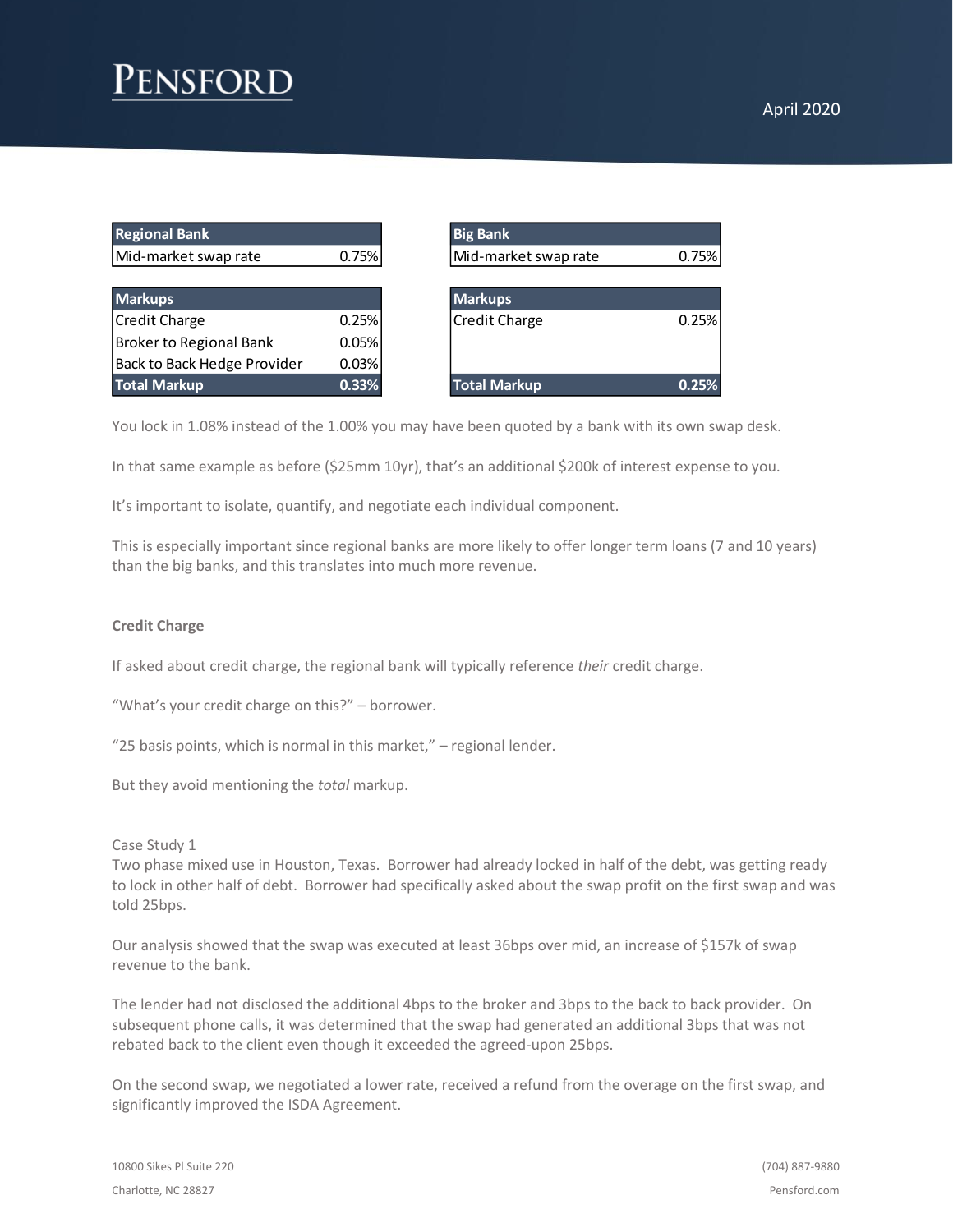| Regional Bank | |
|---|---|
| Mid-market swap rate | 0.75% |

| Big Bank | |
|---|---|
| Mid-market swap rate | 0.75% |

| Markups | |
|---|---|
| Credit Charge | 0.25% |
| Broker to Regional Bank | 0.05% |
| Back to Back Hedge Provider | 0.03% |
| **Total Markup** | **0.33%** |

| Markups | |
|---|---|
| Credit Charge | 0.25% |
| | |
| | |
| **Total Markup** | **0.25%** |

You lock in 1.08% instead of the 1.00% you may have been quoted by a bank with its own swap desk.

In that same example as before ($25mm 10yr), that's an additional $200k of interest expense to you.

It's important to isolate, quantify, and negotiate each individual component.

This is especially important since regional banks are more likely to offer longer term loans (7 and 10 years) than the big banks, and this translates into much more revenue.

**Credit Charge**

If asked about credit charge, the regional bank will typically reference *their* credit charge.

"What's your credit charge on this?" – borrower.

"25 basis points, which is normal in this market," – regional lender.

But they avoid mentioning the *total* markup.

Case Study 1

Two phase mixed use in Houston, Texas. Borrower had already locked in half of the debt, was getting ready to lock in other half of debt. Borrower had specifically asked about the swap profit on the first swap and was told 25bps.

Our analysis showed that the swap was executed at least 36bps over mid, an increase of $157k of swap revenue to the bank.

The lender had not disclosed the additional 4bps to the broker and 3bps to the back to back provider. On subsequent phone calls, it was determined that the swap had generated an additional 3bps that was not rebated back to the client even though it exceeded the agreed-upon 25bps.

On the second swap, we negotiated a lower rate, received a refund from the overage on the first swap, and significantly improved the ISDA Agreement.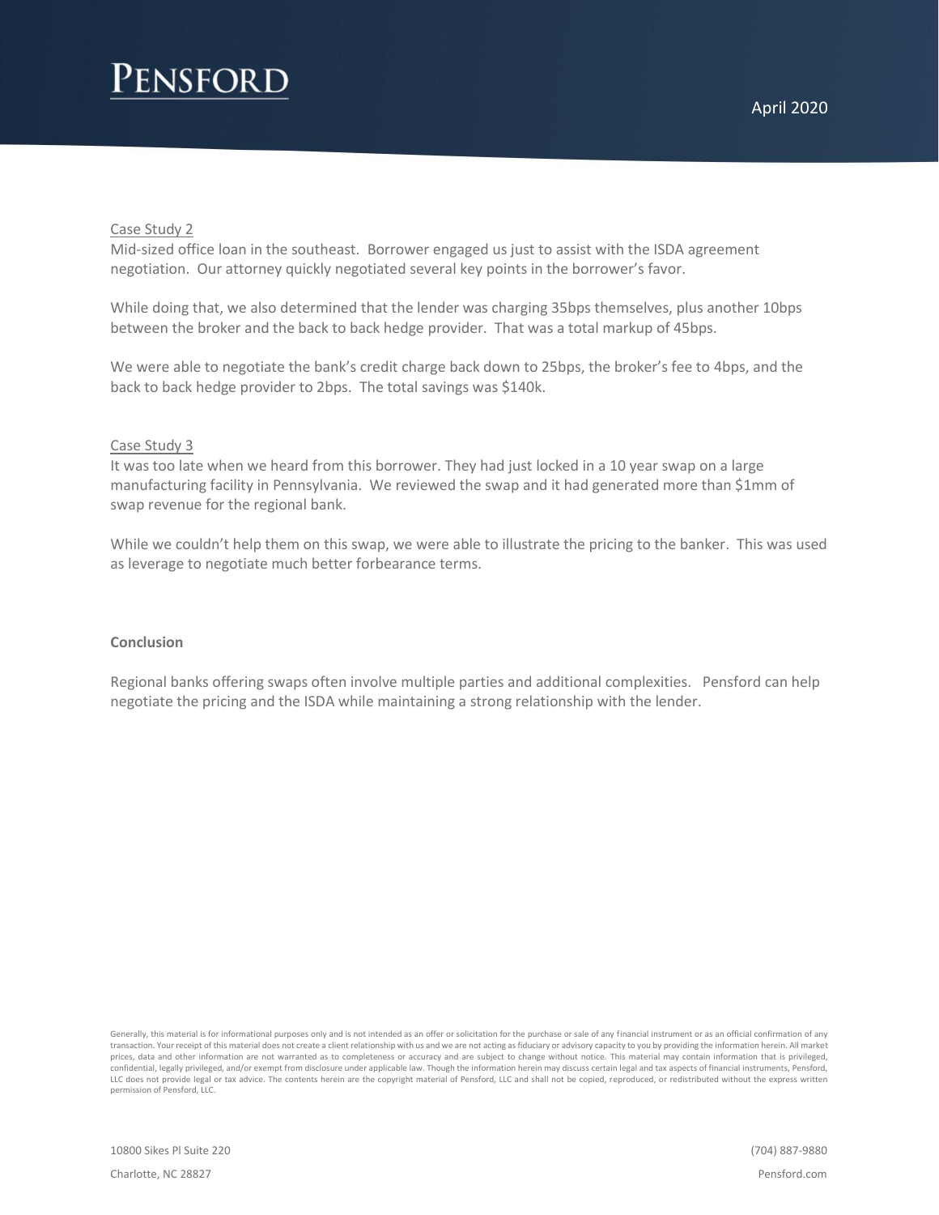Case Study 2

Mid-sized office loan in the southeast. Borrower engaged us just to assist with the ISDA agreement negotiation. Our attorney quickly negotiated several key points in the borrower's favor.

While doing that, we also determined that the lender was charging 35bps themselves, plus another 10bps between the broker and the back to back hedge provider. That was a total markup of 45bps.

We were able to negotiate the bank's credit charge back down to 25bps, the broker's fee to 4bps, and the back to back hedge provider to 2bps. The total savings was $140k.

Case Study 3

It was too late when we heard from this borrower. They had just locked in a 10 year swap on a large manufacturing facility in Pennsylvania. We reviewed the swap and it had generated more than $1mm of swap revenue for the regional bank.

While we couldn't help them on this swap, we were able to illustrate the pricing to the banker. This was used as leverage to negotiate much better forbearance terms.

**Conclusion**

Regional banks offering swaps often involve multiple parties and additional complexities. Pensford can help negotiate the pricing and the ISDA while maintaining a strong relationship with the lender.

Generally, this material is for informational purposes only and is not intended as an offer or solicitation for the purchase or sale of any financial instrument or as an official confirmation of any transaction. Your receipt of this material does not create a client relationship with us and we are not acting as fiduciary or advisory capacity to you by providing the information herein. All market prices, data and other information are not warranted as to completeness or accuracy and are subject to change without notice. This material may contain information that is privileged, confidential, legally privileged, and/or exempt from disclosure under applicable law. Though the information herein may discuss certain legal and tax aspects of financial instruments, Pensford, LLC does not provide legal or tax advice. The contents herein are the copyright material of Pensford, LLC and shall not be copied, reproduced, or redistributed without the express written permission of Pensford, LLC.

10800 Sikes Pl Suite 220
Charlotte, NC 28827

(704) 887-9880
Pensford.com